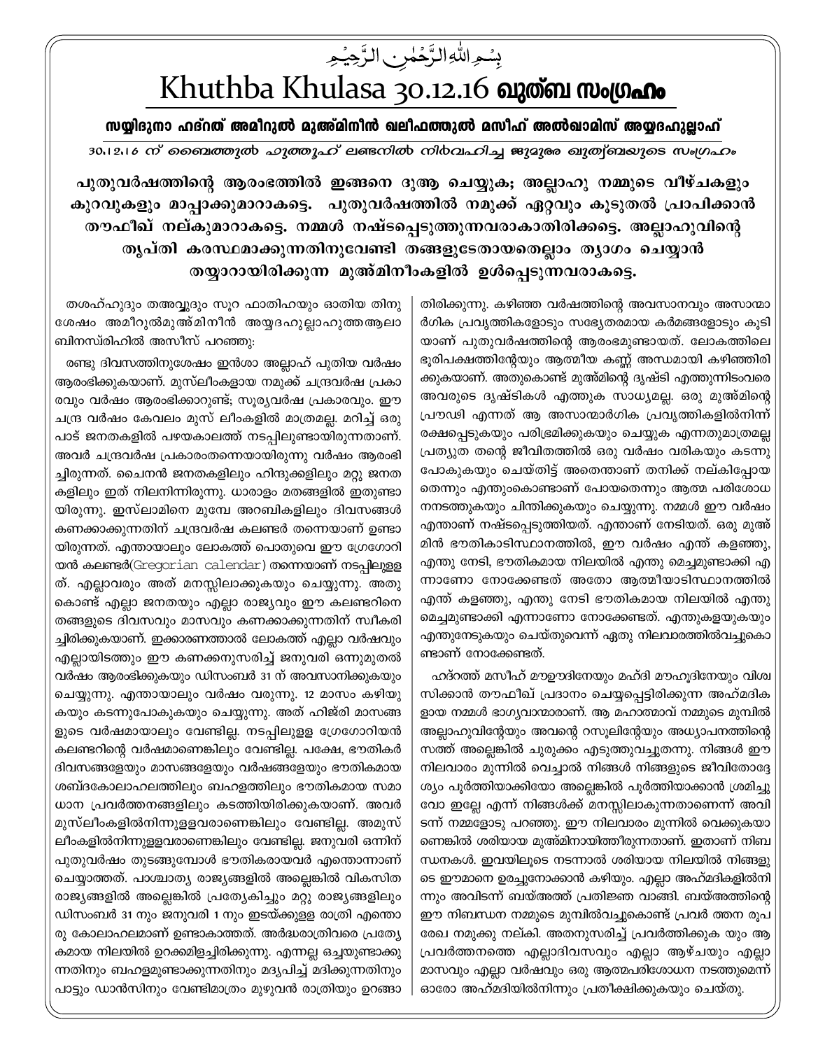بِسۡمِ اللّٰہِ الرَّحۡمٰنِ الرَّحِیۡمِ

# Khuthba Khulasa 30.12.16 ഖുത്ബ സംഗ്രഹം

**സയ്യിദുനാ ഹദ്റത് അമീറുൽ മുഅ്മിനീൻ ഖലീഫത്തുൽ മസീഹ് അൽഖാമിസ് അയ്യദഹുല്ലാഹ്**

*30.12.16 ന് ബൈത്തുൽ ഫുത്തൂഹ് ലണ്ടനിൽ നിർവഹിച്ച ജുമുഅ ഖുത്ബയുടെ സംഗ്രഹം*

**പുതുവർഷത്തിന്റെ ആരംഭത്തിൽ ഇങ്ങനെ ദുആ ചെയ്യുക; അല്ലാഹു നമ്മുടെ വീഴ്ചകളും കുറവുകളും മാപ്പാക്കുമാറാകട്ടെ. പുതുവർഷത്തിൽ നമുക്ക് ഏറ്റവും കൂടുതൽ പ്രാപിക്കാൻ തൗഫീഖ് നല്കുമാറാകട്ടെ. നമ്മൾ നഷ്ടപ്പെടുത്തുന്നവരാകാതിരിക്കട്ടെ. അല്ലാഹുവിന്റെ തൃപ്തി കരസ്ഥമാക്കുന്നതിനുവേണ്ടി തങ്ങളുടേതായതെല്ലാം ത്യാഗം ചെയ്യാൻ തയ്യാറായിരിക്കുന്ന മുഅ്മിനീംകളിൽ ഉൾപ്പെടുന്നവരാകട്ടെ.**

തശഹ്ഹുദും തഅവ്വുദും സൂറ ഫാതിഹയും ഓതിയ തിനു ശേഷം അമീറുൽമുഅ്മിനീൻ അയ്യദഹുല്ലാഹുത്തആലാ ബിനസ്രിഹിൽ അസീസ് പറഞ്ഞു:

രണ്ടു ദിവസത്തിനുശേഷം ഇൻശാ അല്ലാഹ് പുതിയ വർഷം ആരംഭിക്കുകയാണ്. മുസ്ലീംകളായ നമുക്ക് ചന്ദ്രവർഷ പ്രകാരവും വർഷം ആരംഭിക്കാറുണ്ട്; സൂര്യവർഷ പ്രകാരവും. ഈ ചന്ദ്ര വർഷം കേവലം മുസ് ലീംകളിൽ മാത്രമല്ല. മറിച്ച് ഒരു പാട് ജനതകളിൽ പഴയകാലത്ത് നടപ്പിലുണ്ടായിരുന്നതാണ്. അവർ ചന്ദ്രവർഷ പ്രകാരംതന്നെയായിരുന്നു വർഷം ആരംഭിച്ചിരുന്നത്. ചൈനൻ ജനതകളിലും ഹിന്ദുക്കളിലും മറ്റു ജനതകളിലും ഇത് നിലനിന്നിരുന്നു. ധാരാളം മതങ്ങളിൽ ഇതുണ്ടായിരുന്നു. ഇസ്ലാമിനെ മുമ്പേ അറബികളിലും ദിവസങ്ങൾ കണക്കാക്കുന്നതിന് ചന്ദ്രവർഷ കലണ്ടർ തന്നെയാണ് ഉണ്ടായിരുന്നത്. എന്തായാലും ലോകത്ത് പൊതുവെ ഈ ഗ്രേഗോറിയൻ കലണ്ടർ(Gregorian calendar) തന്നെയാണ് നടപ്പിലുള്ളത്. എല്ലാവരും അത് മനസ്സിലാക്കുകയും ചെയ്യുന്നു. അതുകൊണ്ട് എല്ലാ ജനതയും എല്ലാ രാജ്യവും ഈ കലണ്ടറിനെ തങ്ങളുടെ ദിവസവും മാസവും കണക്കാക്കുന്നതിന് സ്വീകരിച്ചിരിക്കുകയാണ്. ഇക്കാരണത്താൽ ലോകത്ത് എല്ലാ വർഷവും എല്ലായിടത്തും ഈ കണക്കനുസരിച്ച് ജനുവരി ഒന്നുമുതൽ വർഷം ആരംഭിക്കുകയും ഡിസംബർ 31 ന് അവസാനിക്കുകയും ചെയ്യുന്നു. എന്തായാലും വർഷം വരുന്നു. 12 മാസം കഴിയുകയും കടന്നുപോകുകയും ചെയ്യുന്നു. അത് ഹിജ്രി മാസങ്ങളുടെ വർഷമായാലും വേണ്ടില്ല. നടപ്പിലുള്ള ഗ്രേഗോറിയൻ കലണ്ടറിന്റെ വർഷമാണെങ്കിലും വേണ്ടില്ല. പക്ഷേ, ഭൗതികർ ദിവസങ്ങളേയും മാസങ്ങളേയും വർഷങ്ങളേയും ഭൗതികമായ ശബ്ദകോലാഹലത്തിലും ബഹളത്തിലും ഭൗതികമായ സമാധാന പ്രവർത്തനങ്ങളിലും കടത്തിയിരിക്കുകയാണ്. അവർ മുസ്ലീംകളിൽനിന്നുള്ളവരാണെങ്കിലും വേണ്ടില്ല. അമുസ് ലീംകളിൽനിന്നുള്ളവരാണെങ്കിലും വേണ്ടില്ല. ജനുവരി ഒന്നിന് പുതുവർഷം തുടങ്ങുമ്പോൾ ഭൗതികരായവർ എന്തൊന്നാണ് ചെയ്യാത്തത്. പാശ്ചാത്യ രാജ്യങ്ങളിൽ അല്ലെങ്കിൽ വികസിത രാജ്യങ്ങളിൽ അല്ലെങ്കിൽ പ്രത്യേകിച്ചും മറ്റു രാജ്യങ്ങളിലും ഡിസംബർ 31 നും ജനുവരി 1 നും ഇടയ്ക്കുള്ള രാത്രി എന്തൊരു കോലാഹലമാണ് ഉണ്ടാകാത്തത്. അർദ്ധരാത്രിവരെ പ്രത്യേകമായ നിലയിൽ ഉറക്കമിളച്ചിരിക്കുന്നു. എന്നല്ല ഒച്ചയുണ്ടാക്കുന്നതിനും ബഹളമുണ്ടാക്കുന്നതിനും മദ്യപിച്ച് മദിക്കുന്നതിനും പാട്ടും ഡാൻസിനും വേണ്ടിമാത്രം മുഴുവൻ രാത്രിയും ഉറങ്ങാതിരിക്കുന്നു. കഴിഞ്ഞ വർഷത്തിന്റെ അവസാനവും അസാന്മാർഗിക പ്രവൃത്തികളോടും സഭ്യേതരമായ കർമങ്ങളോടും കൂടിയാണ് പുതുവർഷത്തിന്റെ ആരംഭമുണ്ടായത്. ലോകത്തിലെ ഭൂരിപക്ഷത്തിന്റേയും ആത്മീയ കണ്ണ് അന്ധമായി കഴിഞ്ഞിരിക്കുകയാണ്. അതുകൊണ്ട് മുഅ്മിന്റെ ദൃഷ്ടി എത്തുന്നിടംവരെ അവരുടെ ദൃഷ്ടികൾ എത്തുക സാധ്യമല്ല. ഒരു മുഅ്മിന്റെ പ്രൗഢി എന്നത് ആ അസാന്മാർഗിക പ്രവൃത്തികളിൽനിന്ന് രക്ഷപ്പെടുകയും പരിഭ്രമിക്കുകയും ചെയ്യുക എന്നതുമാത്രമല്ല പ്രത്യുത തന്റെ ജീവിതത്തിൽ ഒരു വർഷം വരികയും കടന്നു പോകുകയും ചെയ്തിട്ട് അതെന്താണ് തനിക്ക് നല്കിപ്പോയതെന്നും എന്തുകൊണ്ടാണ് പോയതെന്നും ആത്മ പരിശോധനനടത്തുകയും ചിന്തിക്കുകയും ചെയ്യുന്നു. നമ്മൾ ഈ വർഷം എന്താണ് നഷ്ടപ്പെടുത്തിയത്. എന്താണ് നേടിയത്. ഒരു മുഅ്മിൻ ഭൗതികാടിസ്ഥാനത്തിൽ, ഈ വർഷം എന്ത് കളഞ്ഞു, എന്തു നേടി, ഭൗതികമായ നിലയിൽ എന്തു മെച്ചമുണ്ടാക്കി എന്നാണോ നോക്കേണ്ടത് അതോ ആത്മീയാടിസ്ഥാനത്തിൽ എന്ത് കളഞ്ഞു, എന്തു നേടി ഭൗതികമായ നിലയിൽ എന്തു മെച്ചമുണ്ടാക്കി എന്നാണോ നോക്കേണ്ടത്. എന്തുകളയുകയും എന്തുനേടുകയും ചെയ്തുവെന്ന് ഏതു നിലവാരത്തിൽവച്ചുകൊണ്ടാണ് നോക്കേണ്ടത്.

ഹദ്റത്ത് മസീഹ് മൗഊദിനേയും മഹ്ദി മൗഹൂദിനേയും വിശ്വസിക്കാൻ തൗഫീഖ് പ്രദാനം ചെയ്യപ്പെട്ടിരിക്കുന്ന അഹ്മദികളായ നമ്മൾ ഭാഗ്യവാന്മാരാണ്. ആ മഹാത്മാവ് നമ്മുടെ മുമ്പിൽ അല്ലാഹുവിന്റേയും അവന്റെ റസൂലിന്റേയും അധ്യാപനത്തിന്റെ സത്ത് അല്ലെങ്കിൽ ചുരുക്കം എടുത്തുവച്ചുതന്നു. നിങ്ങൾ ഈ നിലവാരം മുന്നിൽ വെച്ചാൽ നിങ്ങൾ നിങ്ങളുടെ ജീവിതോദ്ദേശ്യം പൂർത്തിയാക്കിയോ അല്ലെങ്കിൽ പൂർത്തിയാക്കാൻ ശ്രമിച്ചുവോ ഇല്ലേ എന്ന് നിങ്ങൾക്ക് മനസ്സിലാകുന്നതാണെന്ന് അവിടന്ന് നമ്മളോടു പറഞ്ഞു. ഈ നിലവാരം മുന്നിൽ വെക്കുകയാണെങ്കിൽ ശരിയായ മുഅ്മിനായിത്തീരുന്നതാണ്. ഇതാണ് നിബന്ധനകൾ. ഇവയിലൂടെ നടന്നാൽ ശരിയായ നിലയിൽ നിങ്ങളുടെ ഈമാനെ ഉരച്ചുനോക്കാൻ കഴിയും. എല്ലാ അഹ്മദികളിൽനിന്നും അവിടന്ന് ബയ്അത്ത് പ്രതിജ്ഞ വാങ്ങി. ബയ്അത്തിന്റെ ഈ നിബന്ധന നമ്മുടെ മുമ്പിൽവച്ചുകൊണ്ട് പ്രവർത്തന രൂപരേഖ നമുക്കു നല്കി. അതനുസരിച്ച് പ്രവർത്തിക്കുക യും ആ പ്രവർത്തനത്തെ എല്ലാദിവസവും എല്ലാ ആഴ്ചയും എല്ലാ മാസവും എല്ലാ വർഷവും ഒരു ആത്മപരിശോധന നടത്തുമെന്ന് ഓരോ അഹ്മദിയിൽനിന്നും പ്രതീക്ഷിക്കുകയും ചെയ്തു.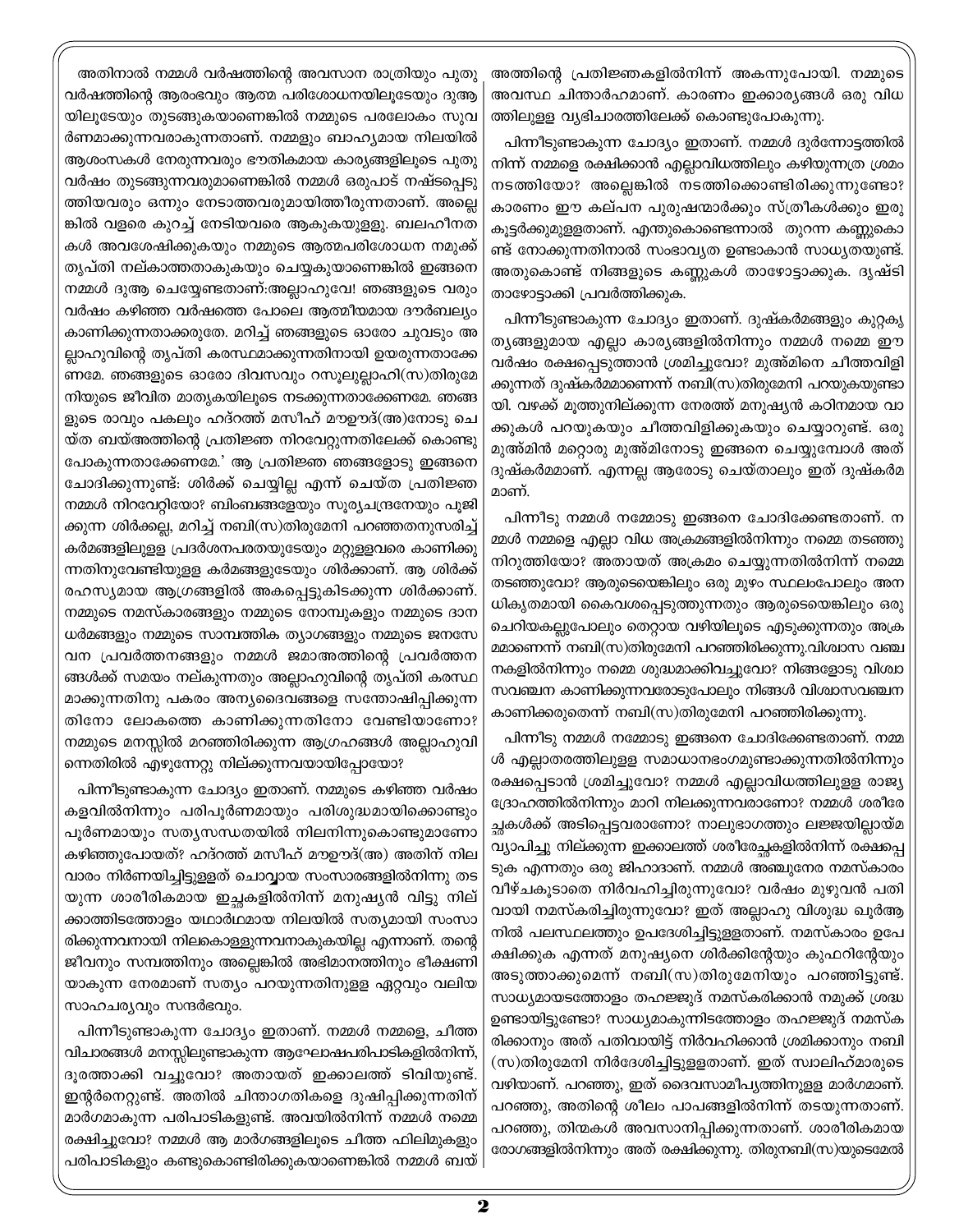അതിനാൽ നമ്മൾ വർഷത്തിന്റെ അവസാന രാത്രിയും പുതു വർഷത്തിന്റെ ആരംഭവും ആത്മ പരിശോധനയിലൂടേയും ദുആയിലൂടേയും തുടങ്ങുകയാണെങ്കിൽ നമ്മുടെ പരലോകം സുവർണമാക്കുന്നവരാകുന്നതാണ്. നമ്മളും ബാഹ്യമായ നിലയിൽ ആശംസകൾ നേരുന്നവരും ഭൗതികമായ കാര്യങ്ങളിലൂടെ പുതുവർഷം തുടങ്ങുന്നവരുമാണെങ്കിൽ നമ്മൾ ഒരുപാട് നഷ്ടപ്പെട്ടുത്തിയവരും ഒന്നും നേടാത്തവരുമായിത്തീരുന്നതാണ്. അല്ലെങ്കിൽ വളരെ കുറച്ച് നേടിയവരെ ആകുകയുള്ളു. ബലഹീനതകൾ അവശേഷിക്കുകയും നമ്മുടെ ആത്മപരിശോധന നമുക്ക് തൃപ്തി നല്കാത്തതാകുകയും ചെയ്യുകയാണെങ്കിൽ ഇങ്ങനെ നമ്മൾ ദുആ ചെയ്യേണ്ടതാണ്:അല്ലാഹുവേ! ഞങ്ങളുടെ വരും വർഷം കഴിഞ്ഞ വർഷത്തെ പോലെ ആത്മീയമായ ദൗർബല്യം കാണിക്കുന്നതാക്കരുതേ. മറിച്ച് ഞങ്ങളുടെ ഓരോ ചുവടും അല്ലാഹുവിന്റെ തൃപ്തി കരസ്ഥമാക്കുന്നതിനായി ഉയരുന്നതാക്കേണമേ. ഞങ്ങളുടെ ഓരോ ദിവസവും റസൂലുല്ലാഹി(സ)തിരുമേനിയുടെ ജീവിത മാതൃകയിലൂടെ നടക്കുന്നതാക്കേണമേ. ഞങ്ങളുടെ രാവും പകലും ഹദ്റത്ത് മസീഹ് മൗഊദ്(അ)നോടു ചെയ്ത ബയ്അത്തിന്റെ പ്രതിജ്ഞ നിറവേറ്റുന്നതിലേക്ക് കൊണ്ടുപോകുന്നതാക്കേണമേ.' ആ പ്രതിജ്ഞ ഞങ്ങളോടു ഇങ്ങനെ ചോദിക്കുന്നുണ്ട്: ശിർക്ക് ചെയ്യില്ല എന്ന് ചെയ്ത പ്രതിജ്ഞ നമ്മൾ നിറവേറ്റിയോ? ബിംബങ്ങളേയും സൂര്യചന്ദ്രനേയും പൂജിക്കുന്ന ശിർക്കല്ല, മറിച്ച് നബി(സ)തിരുമേനി പറഞ്ഞതനുസരിച്ച് കർമങ്ങളിലുള്ള പ്രദർശനപരതയുടേയും മറ്റുള്ളവരെ കാണിക്കുന്നതിനുവേണ്ടിയുള്ള കർമങ്ങളുടേയും ശിർക്കാണ്. ആ ശിർക്ക് രഹസ്യമായ ആഗ്രഹങ്ങളിൽ അകപ്പെട്ടുകിടക്കുന്ന ശിർക്കാണ്. നമ്മുടെ നമസ്കാരങ്ങളും നമ്മുടെ നോമ്പുകളും നമ്മുടെ ദാന ധർമങ്ങളും നമ്മുടെ സാമ്പത്തിക ത്യാഗങ്ങളും നമ്മുടെ ജനസേവന പ്രവർത്തനങ്ങളും നമ്മൾ ജമാഅത്തിന്റെ പ്രവർത്തനങ്ങൾക്ക് സമയം നല്കുന്നതും അല്ലാഹുവിന്റെ തൃപ്തി കരസ്ഥമാക്കുന്നതിനു പകരം അന്യദൈവങ്ങളെ സന്തോഷിപ്പിക്കുന്നതിനോ ലോകത്തെ കാണിക്കുന്നതിനോ വേണ്ടിയാണോ? നമ്മുടെ മനസ്സിൽ മറഞ്ഞിരിക്കുന്ന ആഗ്രഹങ്ങൾ അല്ലാഹുവിനെതിരിൽ എഴുന്നേറ്റു നില്ക്കുന്നവയായിപ്പോയോ?

പിന്നീടുണ്ടാകുന്ന ചോദ്യം ഇതാണ്. നമ്മുടെ കഴിഞ്ഞ വർഷം കളവിൽനിന്നും പരിപൂർണമായും പരിശുദ്ധമായിക്കൊണ്ടും പൂർണമായും സത്യസന്ധതയിൽ നിലനിന്നുകൊണ്ടുമാണോ കഴിഞ്ഞുപോയത്? ഹദ്റത്ത് മസീഹ് മൗഊദ്(അ) അതിന് നിലവാരം നിർണയിച്ചിട്ടുള്ളത് ചൊവ്വായ സംസാരങ്ങളിൽനിന്നു തടയുന്ന ശാരീരികമായ ഇച്ഛകളിൽനിന്ന് മനുഷ്യൻ വിട്ടു നില്ക്കാത്തിടത്തോളം യഥാർഥമായ നിലയിൽ സത്യമായി സംസാരിക്കുന്നവനായി നിലകൊള്ളുന്നവനാകുകയില്ല എന്നാണ്. തന്റെ ജീവനും സമ്പത്തിനും അല്ലെങ്കിൽ അഭിമാനത്തിനും ഭീഷണിയാകുന്ന നേരമാണ് സത്യം പറയുന്നതിനുള്ള ഏറ്റവും വലിയ സാഹചര്യവും സന്ദർഭവും.

പിന്നീടുണ്ടാകുന്ന ചോദ്യം ഇതാണ്. നമ്മൾ നമ്മളെ, ചീത്ത വിചാരങ്ങൾ മനസ്സിലുണ്ടാകുന്ന ആഘോഷപരിപാടികളിൽനിന്ന്, ദൂരത്താക്കി വച്ചുവോ? അതായത് ഇക്കാലത്ത് ടിവിയുണ്ട്. ഇന്റർനെറ്റുണ്ട്. അതിൽ ചിന്താഗതികളെ ദുഷിപ്പിക്കുന്നതിന് മാർഗമാകുന്ന പരിപാടികളുണ്ട്. അവയിൽനിന്ന് നമ്മൾ നമ്മെ രക്ഷിച്ചുവോ? നമ്മൾ ആ മാർഗങ്ങളിലൂടെ ചീത്ത ഫിലിമുകളും പരിപാടികളും കണ്ടുകൊണ്ടിരിക്കുകയാണെങ്കിൽ നമ്മൾ ബയ്അത്തിന്റെ പ്രതിജ്ഞകളിൽനിന്ന് അകന്നുപോയി. നമ്മുടെ അവസ്ഥ ചിന്താർഹമാണ്. കാരണം ഇക്കാര്യങ്ങൾ ഒരു വിധത്തിലുള്ള വ്യഭിചാരത്തിലേക്ക് കൊണ്ടുപോകുന്നു.

പിന്നീടുണ്ടാകുന്ന ചോദ്യം ഇതാണ്. നമ്മൾ ദുർന്നോട്ടത്തിൽ നിന്ന് നമ്മളെ രക്ഷിക്കാൻ എല്ലാവിധത്തിലും കഴിയുന്നത്ര ശ്രമം നടത്തിയോ? അല്ലെങ്കിൽ നടത്തിക്കൊണ്ടിരിക്കുന്നുണ്ടോ? കാരണം ഈ കല്പന പുരുഷന്മാർക്കും സ്ത്രീകൾക്കും ഇരുകൂട്ടർക്കുമുള്ളതാണ്. എന്തുകൊണ്ടെന്നാൽ തുറന്ന കണ്ണുകൊണ്ട് നോക്കുന്നതിനാൽ സംഭാവ്യത ഉണ്ടാകാൻ സാധ്യതയുണ്ട്. അതുകൊണ്ട് നിങ്ങളുടെ കണ്ണുകൾ താഴോട്ടാക്കുക. ദൃഷ്ടി താഴോട്ടാക്കി പ്രവർത്തിക്കുക.

പിന്നീടുണ്ടാകുന്ന ചോദ്യം ഇതാണ്. ദുഷ്കർമങ്ങളും കുറ്റകൃത്യങ്ങളുമായ എല്ലാ കാര്യങ്ങളിൽനിന്നും നമ്മൾ നമ്മെ ഈ വർഷം രക്ഷപ്പെടുത്താൻ ശ്രമിച്ചുവോ? മുഅ്മിനെ ചീത്തവിളിക്കുന്നത് ദുഷ്കർമമാണെന്ന് നബി(സ)തിരുമേനി പറയുകയുണ്ടായി. വഴക്ക് മൂത്തുനില്ക്കുന്ന നേരത്ത് മനുഷ്യൻ കഠിനമായ വാക്കുകൾ പറയുകയും ചീത്തവിളിക്കുകയും ചെയ്യാറുണ്ട്. ഒരു മുഅ്മിൻ മറ്റൊരു മുഅ്മിനോടു ഇങ്ങനെ ചെയ്യുമ്പോൾ അത് ദുഷ്കർമമാണ്. എന്നല്ല ആരോടു ചെയ്താലും ഇത് ദുഷ്കർമമാണ്.

പിന്നീടു നമ്മൾ നമ്മോടു ഇങ്ങനെ ചോദിക്കേണ്ടതാണ്. നമ്മൾ നമ്മളെ എല്ലാ വിധ അക്രമങ്ങളിൽനിന്നും നമ്മെ തടഞ്ഞു നിറുത്തിയോ? അതായത് അക്രമം ചെയ്യുന്നതിൽനിന്ന് നമ്മെ തടഞ്ഞുവോ? ആരുടെയെങ്കിലും ഒരു മുഴം സ്ഥലംപോലും അനധികൃതമായി കൈവശപ്പെടുത്തുന്നതും ആരുടെയെങ്കിലും ഒരു ചെറിയകല്ലുപോലും തെറ്റായ വഴിയിലൂടെ എടുക്കുന്നതും അക്രമമാണെന്ന് നബി(സ)തിരുമേനി പറഞ്ഞിരിക്കുന്നു.വിശ്വാസ വഞ്ചനകളിൽനിന്നും നമ്മെ ശുദ്ധമാക്കിവച്ചുവോ? നിങ്ങളോടു വിശ്വാസവഞ്ചന കാണിക്കുന്നവരോടുപോലും നിങ്ങൾ വിശ്വാസവഞ്ചന കാണിക്കരുതെന്ന് നബി(സ)തിരുമേനി പറഞ്ഞിരിക്കുന്നു.

പിന്നീടു നമ്മൾ നമ്മോടു ഇങ്ങനെ ചോദിക്കേണ്ടതാണ്. നമ്മൾ എല്ലാതരത്തിലുമുള്ള സമാധാനഭംഗമുണ്ടാക്കുന്നതിൽനിന്നും രക്ഷപ്പെടാൻ ശ്രമിച്ചുവോ? നമ്മൾ എല്ലാവിധത്തിലുമുള്ള രാജ്യദ്രോഹത്തിൽനിന്നും മാറി നിലക്കുന്നവരാണോ? നമ്മൾ ശരീരേച്ഛകൾക്ക് അടിപ്പെട്ടവരാണോ? നാലുഭാഗത്തും ലജ്ജയില്ലായ്മ വ്യാപിച്ചു നില്ക്കുന്ന ഇക്കാലത്ത് ശരീരേച്ഛകളിൽനിന്ന് രക്ഷപ്പെടുക എന്നതും ഒരു ജിഹാദാണ്. നമ്മൾ അഞ്ചുനേരെ നമസ്കാരം വീഴ്ചകൂടാതെ നിർവഹിച്ചിരുന്നുവോ? വർഷം മുഴുവൻ പതിവായി നമസ്കരിച്ചിരുന്നുവോ? ഇത് അല്ലാഹു വിശുദ്ധ ഖുർആനിൽ പലസ്ഥലത്തും ഉപദേശിച്ചിട്ടുള്ളതാണ്. നമസ്കാരം ഉപേക്ഷിക്കുക എന്നത് മനുഷ്യനെ ശിർക്കിന്റേയും കുഫറിന്റേയും അടുത്താക്കുമെന്ന് നബി(സ)തിരുമേനിയും പറഞ്ഞിട്ടുണ്ട്. സാധ്യമായടത്തോളം തഹജ്ജുദ് നമസ്കരിക്കാൻ നമുക്ക് ശ്രദ്ധ ഉണ്ടായിട്ടുണ്ടോ? സാധ്യമാകുന്നിടത്തോളം തഹജ്ജുദ് നമസ്കരിക്കാനും അത് പതിവായിട്ട് നിർവഹിക്കാൻ ശ്രമിക്കാനും നബി(സ)തിരുമേനി നിർദേശിച്ചിട്ടുള്ളതാണ്. ഇത് സ്വാലിഹ്മാരുടെ വഴിയാണ്. പറഞ്ഞു, ഇത് ദൈവസാമീപ്യത്തിനുള്ള മാർഗമാണ്. പറഞ്ഞു, അതിന്റെ ശീലം പാപങ്ങളിൽനിന്ന് തടയുന്നതാണ്. പറഞ്ഞു, തിന്മകൾ അവസാനിപ്പിക്കുന്നതാണ്. ശാരീരികമായ രോഗങ്ങളിൽനിന്നും അത് രക്ഷിക്കുന്നു. തിരുനബി(സ)യുടെമേൽ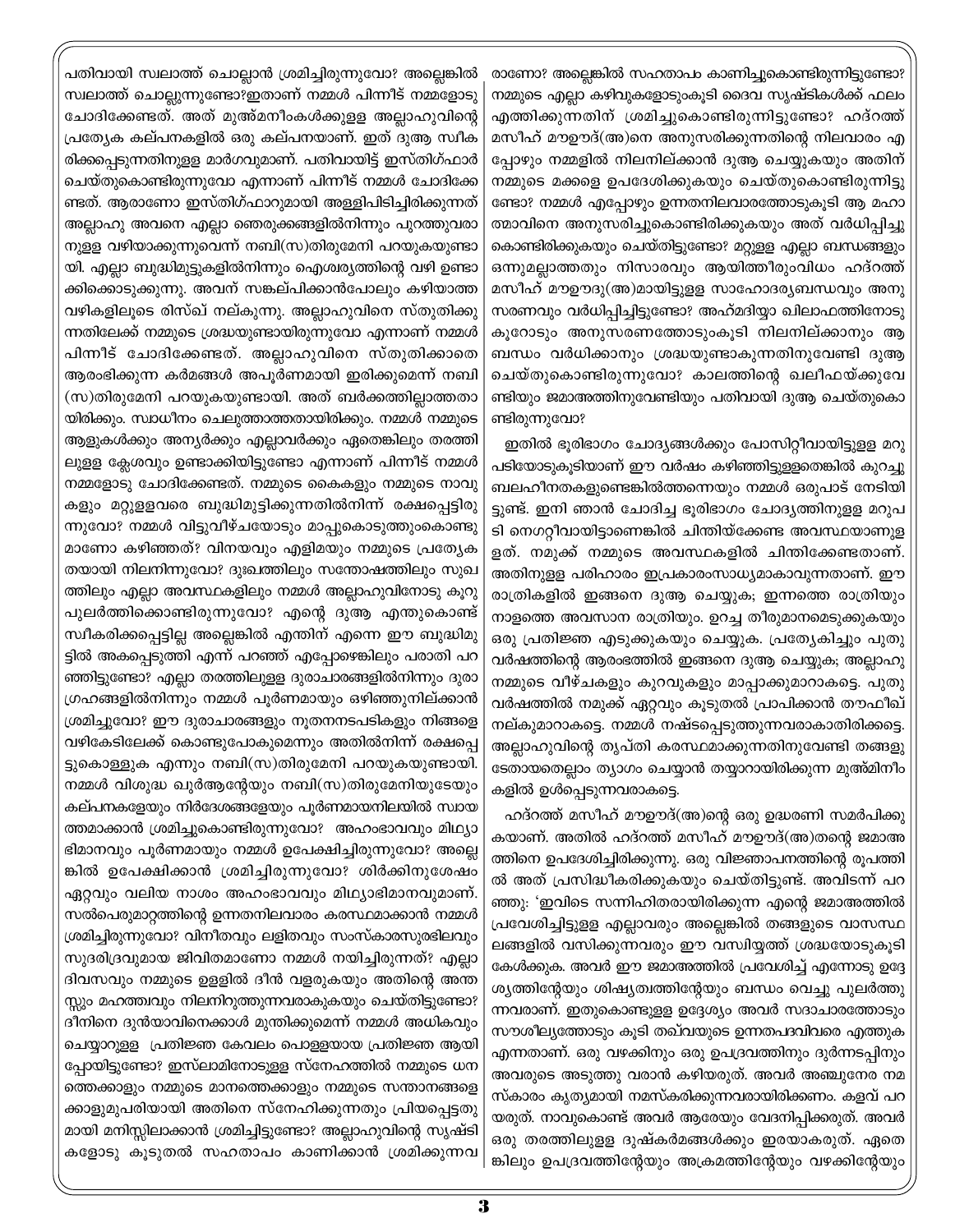പതിവായി സ്വലാത്ത് ചൊല്ലാൻ ശ്രമിച്ചിരുന്നുവോ? അല്ലെങ്കിൽ സ്വലാത്ത് ചൊല്ലുന്നുണ്ടോ?ഇതാണ് നമ്മൾ പിന്നീട് നമ്മളോടു ചോദിക്കേണ്ടത്. അത് മുഅ്മനീംകൾക്കുള്ള അല്ലാഹുവിന്റെ പ്രത്യേക കല്പനകളിൽ ഒരു കല്പനയാണ്. ഇത് ദുആ സ്വീക രിക്കപ്പെടുന്നതിനുള്ള മാർഗവുമാണ്. പതിവായിട്ട് ഇസ്തിഗ്ഫാർ ചെയ്തുകൊണ്ടിരുന്നുവോ എന്നാണ് പിന്നീട് നമ്മൾ ചോദിക്കേ ണ്ടത്. ആരാണോ ഇസ്തിഗ്ഫാറുമായി അള്ളിപിടിച്ചിരിക്കുന്നത് അല്ലാഹു അവനെ എല്ലാ ഞെരുക്കങ്ങളിൽനിന്നും പുറത്തുവരാ നുള്ള വഴിയാക്കുന്നുവെന്ന് നബി(സ)തിരുമേനി പറയുകയുണ്ടാ യി. എല്ലാ ബുദ്ധിമുട്ടുകളിൽനിന്നും ഐശ്വര്യത്തിന്റെ വഴി ഉണ്ടാ ക്കിക്കൊടുക്കുന്നു. അവന് സങ്കല്പിക്കാൻപോലും കഴിയാത്ത വഴികളിലൂടെ രിസ്ഖ് നല്കുന്നു. അല്ലാഹുവിനെ സ്തുതിക്കു ന്നതിലേക്ക് നമ്മുടെ ശ്രദ്ധയുണ്ടായിരുന്നുവോ എന്നാണ് നമ്മൾ പിന്നീട് ചോദിക്കേണ്ടത്. അല്ലാഹുവിനെ സ്തുതിക്കാതെ ആരംഭിക്കുന്ന കർമങ്ങൾ അപൂർണമായി ഇരിക്കുമെന്ന് നബി (സ)തിരുമേനി പറയുകയുണ്ടായി. അത് ബർക്കത്തില്ലാത്തതാ യിരിക്കും. സ്വാധീനം ചെലുത്താത്തതായിരിക്കും. നമ്മൾ നമ്മുടെ ആളുകൾക്കും അന്യർക്കും എല്ലാവർക്കും ഏതെങ്കിലും തരത്തി ലുള്ള ക്ലേശവും ഉണ്ടാക്കിയിട്ടുണ്ടോ എന്നാണ് പിന്നീട് നമ്മൾ നമ്മളോടു ചോദിക്കേണ്ടത്. നമ്മുടെ കൈകളും നമ്മുടെ നാവു കളും മറ്റുള്ളവരെ ബുദ്ധിമുട്ടിക്കുന്നതിൽനിന്ന് രക്ഷപ്പെട്ടിരു ന്നുവോ? നമ്മൾ വിട്ടുവീഴ്ചയോടും മാപ്പുകൊടുത്തുംകൊണ്ടു മാണോ കഴിഞ്ഞത്? വിനയവും എളിമയും നമ്മുടെ പ്രത്യേക തയായി നിലനിന്നുവോ? ദുഃഖത്തിലും സന്തോഷത്തിലും സുഖ ത്തിലും എല്ലാ അവസ്ഥകളിലും നമ്മൾ അല്ലാഹുവിനോടു കൂറു പുലർത്തിക്കൊണ്ടിരുന്നുവോ? എന്റെ ദുആ എന്തുകൊണ്ട് സ്വീകരിക്കപ്പെട്ടില്ല അല്ലെങ്കിൽ എന്തിന് എന്നെ ഈ ബുദ്ധിമു ട്ടിൽ അകപ്പെടുത്തി എന്ന് പറഞ്ഞ് എപ്പോഴെങ്കിലും പരാതി പറ ഞ്ഞിട്ടുണ്ടോ? എല്ലാ തരത്തിലുമുള്ള ദുരാചാരങ്ങളിൽനിന്നും ദുരാ ഗ്രഹങ്ങളിൽനിന്നും നമ്മൾ പൂർണമായും ഒഴിഞ്ഞുനില്ക്കാൻ ശ്രമിച്ചുവോ? ഈ ദുരാചാരങ്ങളും നൂതനനടപടികളും നിങ്ങളെ വഴികേടിലേക്ക് കൊണ്ടുപോകുമെന്നും അതിൽനിന്ന് രക്ഷപ്പെ ട്ടുകൊള്ളുക എന്നും നബി(സ)തിരുമേനി പറയുകയുണ്ടായി. നമ്മൾ വിശുദ്ധ ഖുർആന്റേയും നബി(സ)തിരുമേനിയുടേയും കല്പനകളേയും നിർദേശങ്ങളേയും പൂർണമായനിലയിൽ സ്വായ ത്തമാക്കാൻ ശ്രമിച്ചുകൊണ്ടിരുന്നുവോ? അഹംഭാവവും മിഥ്യാ ഭിമാനവും പൂർണമായും നമ്മൾ ഉപേക്ഷിച്ചിരുന്നുവോ? അല്ലെ ങ്കിൽ ഉപേക്ഷിക്കാൻ ശ്രമിച്ചിരുന്നുവോ? ശിർക്കിനുശേഷം ഏറ്റവും വലിയ നാശം അഹംഭാവവും മിഥ്യാഭിമാനവുമാണ്. സൽപെരുമാറ്റത്തിന്റെ ഉന്നതനിലവാരം കരസ്ഥമാക്കാൻ നമ്മൾ ശ്രമിച്ചിരുന്നുവോ? വിനീതവും ലളിതവും സംസ്കാരസുരഭിലവും സുദരിദ്രവുമായ ജീവിതമാണോ നമ്മൾ നയിച്ചിരുന്നത്? എല്ലാ ദിവസവും നമ്മുടെ ഉള്ളിൽ ദീൻ വളരുകയും അതിന്റെ അന്ത സ്സും മഹത്ത്വവും നിലനിറുത്തുന്നവരാകുകയും ചെയ്തിട്ടുണ്ടോ? ദീനിനെ ദുൻയാവിനെക്കാൾ മുന്തിക്കുമെന്ന് നമ്മൾ അധികവും ചെയ്യാറുള്ള പ്രതിജ്ഞ കേവലം പൊള്ളയായ പ്രതിജ്ഞ ആയി പ്പോയിട്ടുണ്ടോ? ഇസ്‌ലാമിനോടുള്ള സ്നേഹത്തിൽ നമ്മുടെ ധന ത്തെക്കാളും നമ്മുടെ മാനത്തെക്കാളും നമ്മുടെ സന്താനങ്ങളെ ക്കാളുമുപരിയായി അതിനെ സ്നേഹിക്കുന്നതും പ്രിയപ്പെട്ടതു മായി മനിസ്സിലാക്കാൻ ശ്രമിച്ചിട്ടുണ്ടോ? അല്ലാഹുവിന്റെ സൃഷ്ടി കളോട് കൂടുതൽ സഹതാപം കാണിക്കാൻ ശ്രമിക്കുന്നവ രാണോ? അല്ലെങ്കിൽ സഹതാപം കാണിച്ചുകൊണ്ടിരുന്നിട്ടുണ്ടോ? നമ്മുടെ എല്ലാ കഴിവുകളോടുംകൂടി ദൈവ സൃഷ്ടികൾക്ക് ഫലം എത്തിക്കുന്നതിന് ശ്രമിച്ചുകൊണ്ടിരുന്നിട്ടുണ്ടോ? ഹദ്റത്ത് മസീഹ് മൗഊദ്(അ)നെ അനുസരിക്കുന്നതിന്റെ നിലവാരം എ പ്പോഴും നമ്മളിൽ നിലനില്ക്കാൻ ദുആ ചെയ്യുകയും അതിന് നമ്മുടെ മക്കളെ ഉപദേശിക്കുകയും ചെയ്തുകൊണ്ടിരുന്നിട്ടു ണ്ടോ? നമ്മൾ എപ്പോഴും ഉന്നതനിലവാരത്തോടുകൂടി ആ മഹാ ത്മാവിനെ അനുസരിച്ചുകൊണ്ടിരിക്കുകയും അത് വർധിപ്പിച്ചു കൊണ്ടിരിക്കുകയും ചെയ്തിട്ടുണ്ടോ? മറ്റുള്ള എല്ലാ ബന്ധങ്ങളും ഒന്നുമല്ലാത്തതും നിസാരവും ആയിത്തീരുംവിധം ഹദ്റത്ത് മസീഹ് മൗഊദു(അ)മായിട്ടുള്ള സാഹോദര്യബന്ധവും അനു സരണവും വർധിപ്പിച്ചിട്ടുണ്ടോ? അഹ്മദിയ്യാ ഖിലാഫത്തിനോടു കൂറോടും അനുസരണത്തോടുംകൂടി നിലനില്ക്കാനും ആ ബന്ധം വർധിക്കാനും ശ്രദ്ധയുണ്ടാകുന്നതിനുവേണ്ടി ദുആ ചെയ്തുകൊണ്ടിരുന്നുവോ? കാലത്തിന്റെ ഖലീഫയ്ക്കുവേ ണ്ടിയും ജമാഅത്തിനുവേണ്ടിയും പതിവായി ദുആ ചെയ്തുകൊ ണ്ടിരുന്നുവോ?

ഇതിൽ ഭൂരിഭാഗം ചോദ്യങ്ങൾക്കും പോസിറ്റീവായിട്ടുള്ള മറു പടിയോടുകൂടിയാണ് ഈ വർഷം കഴിഞ്ഞിട്ടുള്ളതെങ്കിൽ കുറച്ചു ബലഹീനതകളുണ്ടെങ്കിൽത്തന്നെയും നമ്മൾ ഒരുപാട് നേടിയി ട്ടുണ്ട്. ഇനി ഞാൻ ചോദിച്ച ഭൂരിഭാഗം ചോദ്യത്തിനുള്ള മറുപ ടി നെഗറ്റീവായിട്ടാണെങ്കിൽ ചിന്തിയ്ക്കേണ്ട അവസ്ഥയാണുള ളത്. നമുക്ക് നമ്മുടെ അവസ്ഥകളിൽ ചിന്തിക്കേണ്ടതാണ്. അതിനുള്ള പരിഹാരം ഇപ്രകാരംസാധ്യമാകാവുന്നതാണ്. ഈ രാത്രികളിൽ ഇങ്ങനെ ദുആ ചെയ്യുക; ഇന്നത്തെ രാത്രിയും നാളത്തെ അവസാന രാത്രിയും. ഉറച്ച തീരുമാനമെടുക്കുകയും ഒരു പ്രതിജ്ഞ എടുക്കുകയും ചെയ്യുക. പ്രത്യേകിച്ചും പുതു വർഷത്തിന്റെ ആരംഭത്തിൽ ഇങ്ങനെ ദുആ ചെയ്യുക; അല്ലാഹു നമ്മുടെ വീഴ്ചകളും കുറവുകളും മാപ്പാക്കുമാറാകട്ടെ. പുതു വർഷത്തിൽ നമുക്ക് ഏറ്റവും കൂടുതൽ പ്രാപിക്കാൻ തൗഫീഖ് നല്കുമാറാകട്ടെ. നമ്മൾ നഷ്ടപ്പെടുത്തുന്നവരാകാതിരിക്കട്ടെ. അല്ലാഹുവിന്റെ തൃപ്തി കരസ്ഥമാക്കുന്നതിനുവേണ്ടി തങ്ങളു ടേതായതെല്ലാം ത്യാഗം ചെയ്യാൻ തയ്യാറായിരിക്കുന്ന മുഅ്മിനീം കളിൽ ഉൾപ്പെടുന്നവരാകട്ടെ.

ഹദ്റത്ത് മസീഹ് മൗഊദ്(അ)ന്റെ ഒരു ഉദ്ധരണി സമർപ്പിക്കു കയാണ്. അതിൽ ഹദ്റത്ത് മസീഹ് മൗഊദ്(അ)തന്റെ ജമാഅ ത്തിനെ ഉപദേശിച്ചിരിക്കുന്നു. ഒരു വിജ്ഞാപനത്തിന്റെ രൂപത്തി ൽ അത് പ്രസിദ്ധീകരിക്കുകയും ചെയ്തിട്ടുണ്ട്. അവിടന്ന് പറ ഞ്ഞു: 'ഇവിടെ സന്നിഹിതരായിരിക്കുന്ന എന്റെ ജമാഅത്തിൽ പ്രവേശിച്ചിട്ടുള്ള എല്ലാവരും അല്ലെങ്കിൽ തങ്ങളുടെ വാസസ്ഥ ലങ്ങളിൽ വസിക്കുന്നവരും ഈ വസിയ്യത്ത് ശ്രദ്ധയോടുകൂടി കേൾക്കുക. അവർ ഈ ജമാഅത്തിൽ പ്രവേശിച്ച് എന്നോടു ഉദ്ദേ ശ്യത്തിന്റേയും ശിഷ്യത്വത്തിന്റേയും ബന്ധം വെച്ചു പുലർത്തു ന്നവരാണ്. ഇതുകൊണ്ടുള്ള ഉദ്ദേശ്യം അവർ സദാചാരത്തോടും സൗശീല്യത്തോടും കൂടി തഖ്‌വയുടെ ഉന്നതപദവിവരെ എത്തുക എന്നതാണ്. ഒരു വഴക്കിനും ഒരു ഉപദ്രവത്തിനും ദുർനടപ്പിനും അവരുടെ അടുത്തു വരാൻ കഴിയരുത്. അവർ അഞ്ചുനേര നമ സ്കാരം കൃത്യമായി നമസ്കരിക്കുന്നവരായിരിക്കണം. കളവ് പറ യരുത്. നാവുകൊണ്ട് അവർ ആരേയും വേദനിപ്പിക്കരുത്. അവർ ഒരു തരത്തിലുമുള്ള ദുഷ്കർമങ്ങൾക്കും ഇരയാകരുത്. ഏതെ ങ്കിലും ഉപദ്രവത്തിന്റേയും അക്രമത്തിന്റേയും വഴക്കിന്റേയും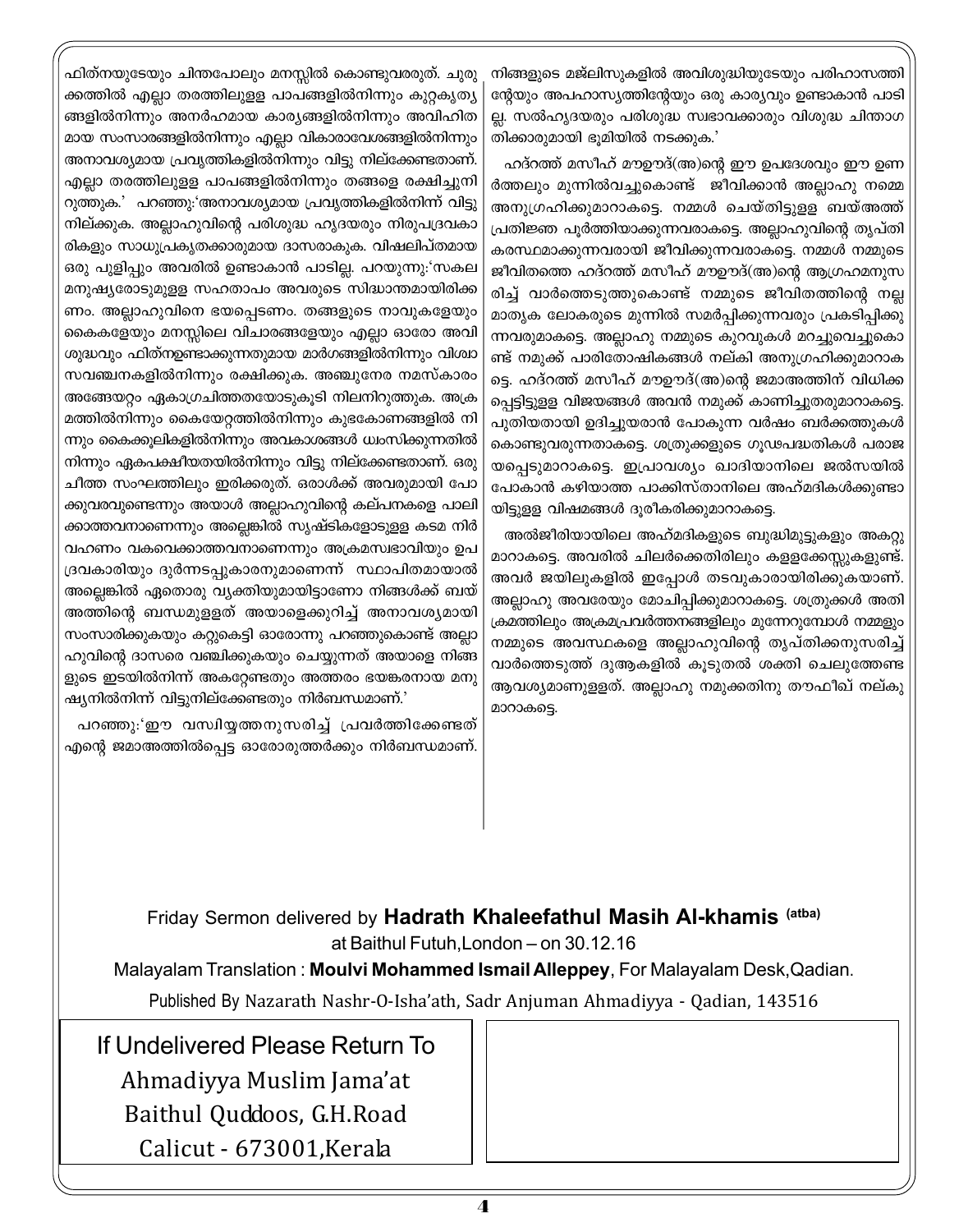ഫിത്നയുടേയും ചിന്തപോലും മനസ്സിൽ കൊണ്ടുവരരുത്. ചുരുക്കത്തിൽ എല്ലാ തരത്തിലുമുള്ള പാപങ്ങളിൽനിന്നും കുറ്റകൃത്യങ്ങളിൽനിന്നും അനർഹമായ കാര്യങ്ങളിൽനിന്നും അവിഹിതമായ സംസാരങ്ങളിൽനിന്നും എല്ലാ വികാരാവേശങ്ങളിൽനിന്നും അനാവശ്യമായ പ്രവൃത്തികളിൽനിന്നും വിട്ടു നില്ക്കേണ്ടതാണ്. എല്ലാ തരത്തിലുമുള്ള പാപങ്ങളിൽനിന്നും തങ്ങളെ രക്ഷിച്ചുനിറുത്തുക.' പറഞ്ഞു:'അനാവശ്യമായ പ്രവൃത്തികളിൽനിന്ന് വിട്ടു നില്ക്കുക. അല്ലാഹുവിന്റെ പരിശുദ്ധ ഹൃദയരും നിരുപദ്രവകാരികളും സാധുപ്രകൃതക്കാരുമായ ദാസരാകുക. വിഷലിപ്തമായ ഒരു പുളിപ്പും അവരിൽ ഉണ്ടാകാൻ പാടില്ല. പറയുന്നു:'സകല മനുഷ്യരോടുമുള്ള സഹതാപം അവരുടെ സിദ്ധാന്തമായിരിക്കണം. അല്ലാഹുവിനെ ഭയപ്പെടണം. തങ്ങളുടെ നാവുകളേയും കൈകളേയും മനസ്സിലെ വിചാരങ്ങളേയും എല്ലാ ഓരോ അവിശുദ്ധവും ഫിത്നഉണ്ടാക്കുന്നതുമായ മാർഗങ്ങളിൽനിന്നും വിശ്വാസവഞ്ചനകളിൽനിന്നും രക്ഷിക്കുക. അഞ്ചുനേരത്തെ നമസ്കാരം അങ്ങേയറ്റം ഏകാഗ്രചിത്തതയോടുകൂടി നിലനിറുത്തുക. അക്രമത്തിൽനിന്നും കൈയേറ്റത്തിൽനിന്നും കുഭകോണങ്ങളിൽ നിന്നും കൈക്കൂലികളിൽനിന്നും അവകാശങ്ങൾ ധ്വംസിക്കുന്നതിൽ നിന്നും ഏകപക്ഷീയതയിൽനിന്നും വിട്ടു നില്ക്കേണ്ടതാണ്. ഒരു ചീത്ത സംഘത്തിലും ഇരിക്കരുത്. ഒരാൾക്ക് അവരുമായി പോക്കുവരവുണ്ടെന്നും അയാൾ അല്ലാഹുവിന്റെ കല്പനകളെ പാലിക്കാത്തവനാണെന്നും അല്ലെങ്കിൽ സൃഷ്ടികളോടുള്ള കടമ നിർവഹണം വകവെക്കാത്തവനാണെന്നും അക്രമസ്വഭാവിയും ഉപദ്രവകാരിയും ദുർന്നടപ്പുകാരനുമാണെന്ന് സ്ഥാപിതമായാൽ അല്ലെങ്കിൽ ഏതൊരു വ്യക്തിയുമായിട്ടാണോ നിങ്ങൾക്ക് ബയ്അത്തിന്റെ ബന്ധമുള്ളത് അയാളെക്കുറിച്ച് അനാവശ്യമായി സംസാരിക്കുകയും കുറ്റംകെട്ടി ഓരോന്നു പറഞ്ഞുകൊണ്ട് അല്ലാഹുവിന്റെ ദാസരെ വഞ്ചിക്കുകയും ചെയ്യുന്നത് അയാളെ നിങ്ങളുടെ ഇടയിൽനിന്ന് അകറ്റേണ്ടതും അത്തരം ഭയങ്കരനായ മനുഷ്യനിൽനിന്ന് വിട്ടുനില്ക്കേണ്ടതും നിർബന്ധമാണ്.'

പറഞ്ഞു:'ഈ വസ്വിയ്യത്തനുസരിച്ച് പ്രവർത്തിക്കേണ്ടത് എന്റെ ജമാഅത്തിൽപ്പെട്ട ഓരോരുത്തർക്കും നിർബന്ധമാണ്. നിങ്ങളുടെ മജ്‌ലിസുകളിൽ അവിശുദ്ധിയുടേയും പരിഹാസത്തിന്റേയും അപഹാസ്യത്തിന്റേയും ഒരു കാര്യവും ഉണ്ടാകാൻ പാടില്ല. സൽഹൃദയരും പരിശുദ്ധ സ്വഭാവക്കാരും വിശുദ്ധ ചിന്താഗതിക്കാരുമായി ഭൂമിയിൽ നടക്കുക.'

ഹദ്റത്ത് മസീഹ് മൗഊദ്(അ)ന്റെ ഈ ഉപദേശവും ഈ ഉണർത്തലും മുന്നിൽവച്ചുകൊണ്ട് ജീവിക്കാൻ അല്ലാഹു നമ്മെ അനുഗ്രഹിക്കുമാറാകട്ടെ. നമ്മൾ ചെയ്തിട്ടുള്ള ബയ്അത്ത് പ്രതിജ്ഞ പൂർത്തിയാക്കുന്നവരാകട്ടെ. അല്ലാഹുവിന്റെ തൃപ്തി കരസ്ഥമാക്കുന്നവരായി ജീവിക്കുന്നവരാകട്ടെ. നമ്മൾ നമ്മുടെ ജീവിതത്തെ ഹദ്റത്ത് മസീഹ് മൗഊദ്(അ)ന്റെ ആഗ്രഹമനുസരിച്ച് വാർത്തെടുത്തുകൊണ്ട് നമ്മുടെ ജീവിതത്തിന്റെ നല്ല മാതൃക ലോകരുടെ മുന്നിൽ സമർപ്പിക്കുന്നവരും പ്രകടിപ്പിക്കുന്നവരുമാകട്ടെ. അല്ലാഹു നമ്മുടെ കുറവുകൾ മറച്ചുവെച്ചുകൊണ്ട് നമുക്ക് പാരിതോഷികങ്ങൾ നല്കി അനുഗ്രഹിക്കുമാറാകട്ടെ. ഹദ്റത്ത് മസീഹ് മൗഊദ്(അ)ന്റെ ജമാഅത്തിന് വിധിക്കപ്പെട്ടിട്ടുള്ള വിജയങ്ങൾ അവൻ നമുക്ക് കാണിച്ചുതരുമാറാകട്ടെ. പുതിയതായി ഉദിച്ചുയരാൻ പോകുന്ന വർഷം ബർക്കത്തുകൾ കൊണ്ടുവരുന്നതാകട്ടെ. ശത്രുക്കളുടെ ഗൂഢപദ്ധതികൾ പരാജയപ്പെടുമാറാകട്ടെ. ഇപ്രാവശ്യം ഖാദിയാനിലെ ജൽസയിൽ പോകാൻ കഴിയാത്ത പാക്കിസ്താനിലെ അഹ്മദികൾക്കുണ്ടായിട്ടുള്ള വിഷമങ്ങൾ ദൂരീകരിക്കുമാറാകട്ടെ.

അൽജീരിയായിലെ അഹ്മദികളുടെ ബുദ്ധിമുട്ടുകളും അകറ്റുമാറാകട്ടെ. അവരിൽ ചിലർക്കെതിരിലും കള്ളക്കേസ്സുകളുണ്ട്. അവർ ജയിലുകളിൽ ഇപ്പോൾ തടവുകാരായിരിക്കുകയാണ്. അല്ലാഹു അവരേയും മോചിപ്പിക്കുമാറാകട്ടെ. ശത്രുക്കൾ അതിക്രമത്തിലും അക്രമപ്രവർത്തനങ്ങളിലും മുന്നേറുമ്പോൾ നമ്മളും നമ്മുടെ അവസ്ഥകളെ അല്ലാഹുവിന്റെ തൃപ്തിക്കനുസരിച്ച് വാർത്തെടുത്ത് ദുആകളിൽ കൂടുതൽ ശക്തി ചെലുത്തേണ്ട ആവശ്യമാണുള്ളത്. അല്ലാഹു നമുക്കതിനു തൗഫീഖ് നല്കുമാറാകട്ടെ.

Friday Sermon delivered by **Hadrath Khaleefathul Masih Al-khamis** (atba)
at Baithul Futuh, London – on 30.12.16
Malayalam Translation : **Moulvi Mohammed Ismail Alleppey**, For Malayalam Desk, Qadian.
Published By Nazarath Nashr-O-Isha'ath, Sadr Anjuman Ahmadiyya - Qadian, 143516

If Undelivered Please Return To
Ahmadiyya Muslim Jama'at
Baithul Quddoos, G.H.Road
Calicut - 673001, Kerala